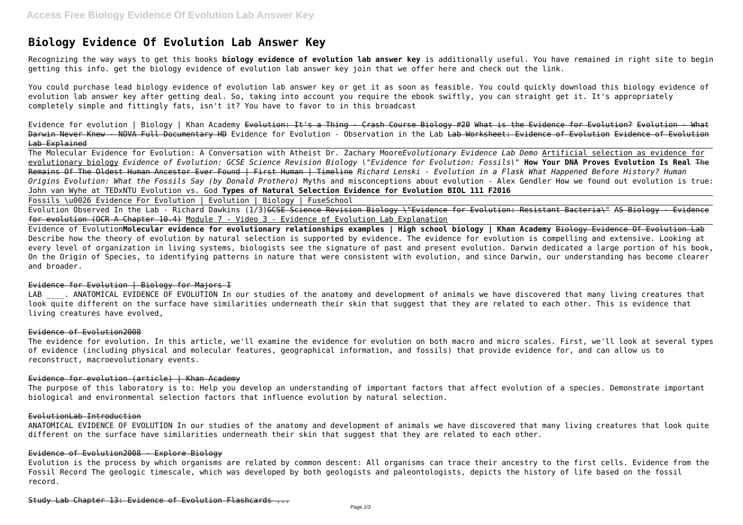# Biology Evidence Of Evolution Lab Answer Key

Recognizing the way ways to get this books **biology evidence of evolution lab answer key** is additionally useful. You have remained in right site to begin getting this info. get the biology evidence of evolution lab answer key join that we offer here and check out the link.

You could purchase lead biology evidence of evolution lab answer key or get it as soon as feasible. You could quickly download this biology evidence of evolution lab answer key after getting deal. So, taking into account you require the ebook swiftly, you can straight get it. It's appropriately completely simple and fittingly fats, isn't it? You have to favor to in this broadcast

Evidence for evolution | Biology | Khan Academy ~~Evolution: It's a Thing - Crash Course Biology #20~~ ~~What is the Evidence for Evolution?~~ ~~Evolution - What Darwin Never Knew - NOVA Full Documentary HD~~ Evidence for Evolution - Observation in the Lab ~~Lab Worksheet: Evidence of Evolution~~ ~~Evidence of Evolution Lab Explained~~

The Molecular Evidence for Evolution: A Conversation with Atheist Dr. Zachary Moore*Evolutionary Evidence Lab Demo* Artificial selection as evidence for evolutionary biology *Evidence of Evolution: GCSE Science Revision Biology \"Evidence for Evolution: Fossils\"* **How Your DNA Proves Evolution Is Real** ~~The Remains Of The Oldest Human Ancestor Ever Found | First Human | Timeline~~ *Richard Lenski - Evolution in a Flask What Happened Before History? Human Origins Evolution: What the Fossils Say (by Donald Prothero)* Myths and misconceptions about evolution - Alex Gendler How we found out evolution is true: John van Wyhe at TEDxNTU Evolution vs. God **Types of Natural Selection Evidence for Evolution BIOL 111 F2016**

Fossils \u0026 Evidence For Evolution | Evolution | Biology | FuseSchool

Evolution Observed In the Lab - Richard Dawkins (1/3)~~GCSE Science Revision Biology \"Evidence for Evolution: Resistant Bacteria\"~~ ~~AS Biology - Evidence for evolution (OCR A Chapter 10.4)~~ Module 7 - Video 3 - Evidence of Evolution Lab Explanation

Evidence of Evolution**Molecular evidence for evolutionary relationships examples | High school biology | Khan Academy** ~~Biology Evidence Of Evolution Lab~~
Describe how the theory of evolution by natural selection is supported by evidence. The evidence for evolution is compelling and extensive. Looking at every level of organization in living systems, biologists see the signature of past and present evolution. Darwin dedicated a large portion of his book, On the Origin of Species, to identifying patterns in nature that were consistent with evolution, and since Darwin, our understanding has become clearer and broader.

## Evidence for Evolution | Biology for Majors I

LAB ____. ANATOMICAL EVIDENCE OF EVOLUTION In our studies of the anatomy and development of animals we have discovered that many living creatures that look quite different on the surface have similarities underneath their skin that suggest that they are related to each other. This is evidence that living creatures have evolved,

## Evidence of Evolution2008

The evidence for evolution. In this article, we'll examine the evidence for evolution on both macro and micro scales. First, we'll look at several types of evidence (including physical and molecular features, geographical information, and fossils) that provide evidence for, and can allow us to reconstruct, macroevolutionary events.

## Evidence for evolution (article) | Khan Academy

The purpose of this laboratory is to: Help you develop an understanding of important factors that affect evolution of a species. Demonstrate important biological and environmental selection factors that influence evolution by natural selection.

## EvolutionLab Introduction

ANATOMICAL EVIDENCE OF EVOLUTION In our studies of the anatomy and development of animals we have discovered that many living creatures that look quite different on the surface have similarities underneath their skin that suggest that they are related to each other.

## Evidence of Evolution2008 - Explore Biology

Evolution is the process by which organisms are related by common descent: All organisms can trace their ancestry to the first cells. Evidence from the Fossil Record The geologic timescale, which was developed by both geologists and paleontologists, depicts the history of life based on the fossil record.

## Study Lab Chapter 13: Evidence of Evolution Flashcards ...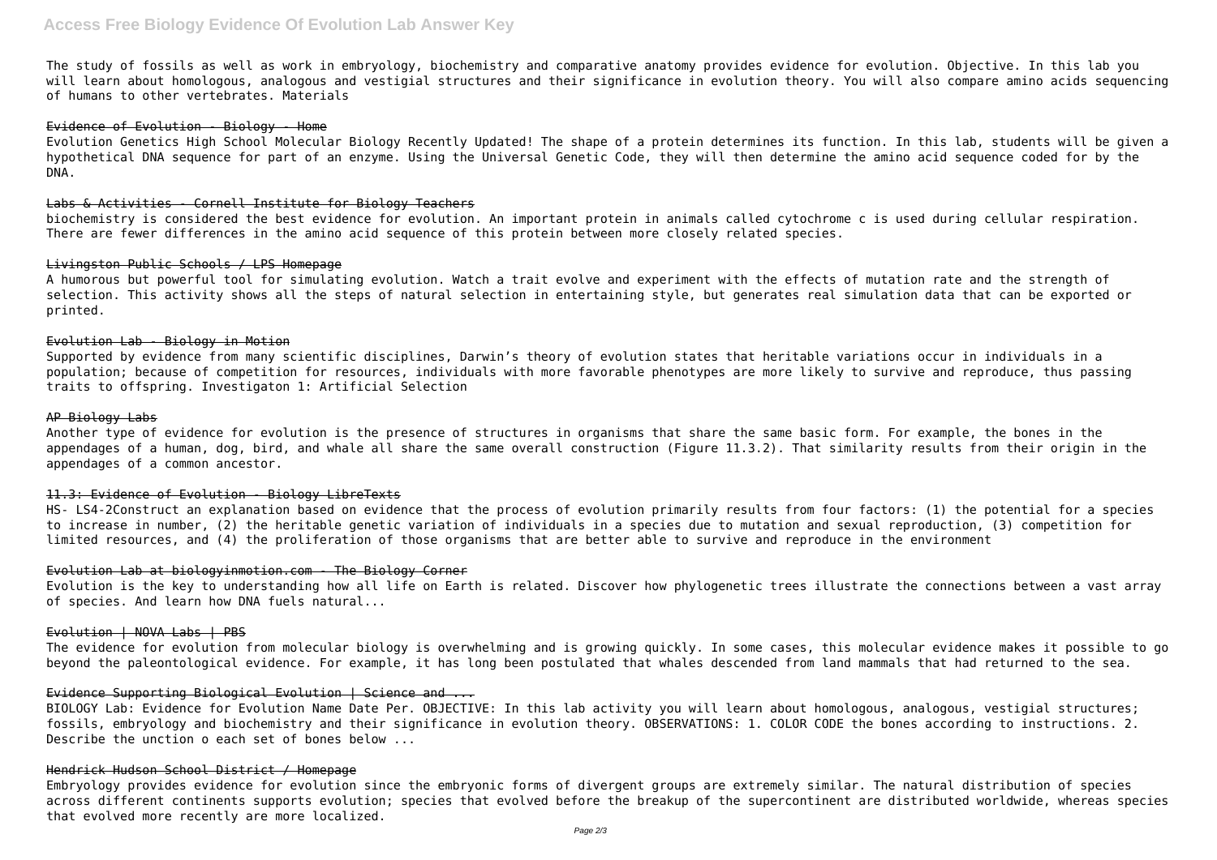The study of fossils as well as work in embryology, biochemistry and comparative anatomy provides evidence for evolution. Objective. In this lab you will learn about homologous, analogous and vestigial structures and their significance in evolution theory. You will also compare amino acids sequencing of humans to other vertebrates. Materials

## Evidence of Evolution - Biology - Home

Evolution Genetics High School Molecular Biology Recently Updated! The shape of a protein determines its function. In this lab, students will be given a hypothetical DNA sequence for part of an enzyme. Using the Universal Genetic Code, they will then determine the amino acid sequence coded for by the DNA.

## Labs & Activities - Cornell Institute for Biology Teachers

biochemistry is considered the best evidence for evolution. An important protein in animals called cytochrome c is used during cellular respiration. There are fewer differences in the amino acid sequence of this protein between more closely related species.

## Livingston Public Schools / LPS Homepage

A humorous but powerful tool for simulating evolution. Watch a trait evolve and experiment with the effects of mutation rate and the strength of selection. This activity shows all the steps of natural selection in entertaining style, but generates real simulation data that can be exported or printed.

## Evolution Lab - Biology in Motion

Supported by evidence from many scientific disciplines, Darwin's theory of evolution states that heritable variations occur in individuals in a population; because of competition for resources, individuals with more favorable phenotypes are more likely to survive and reproduce, thus passing traits to offspring. Investigaton 1: Artificial Selection

## AP Biology Labs

Another type of evidence for evolution is the presence of structures in organisms that share the same basic form. For example, the bones in the appendages of a human, dog, bird, and whale all share the same overall construction (Figure 11.3.2). That similarity results from their origin in the appendages of a common ancestor.

## 11.3: Evidence of Evolution - Biology LibreTexts

HS- LS4-2Construct an explanation based on evidence that the process of evolution primarily results from four factors: (1) the potential for a species to increase in number, (2) the heritable genetic variation of individuals in a species due to mutation and sexual reproduction, (3) competition for limited resources, and (4) the proliferation of those organisms that are better able to survive and reproduce in the environment

## Evolution Lab at biologyinmotion.com - The Biology Corner

Evolution is the key to understanding how all life on Earth is related. Discover how phylogenetic trees illustrate the connections between a vast array of species. And learn how DNA fuels natural...

## Evolution | NOVA Labs | PBS

The evidence for evolution from molecular biology is overwhelming and is growing quickly. In some cases, this molecular evidence makes it possible to go beyond the paleontological evidence. For example, it has long been postulated that whales descended from land mammals that had returned to the sea.

## Evidence Supporting Biological Evolution | Science and ...

BIOLOGY Lab: Evidence for Evolution Name Date Per. OBJECTIVE: In this lab activity you will learn about homologous, analogous, vestigial structures; fossils, embryology and biochemistry and their significance in evolution theory. OBSERVATIONS: 1. COLOR CODE the bones according to instructions. 2. Describe the unction o each set of bones below ...

## Hendrick Hudson School District / Homepage

Embryology provides evidence for evolution since the embryonic forms of divergent groups are extremely similar. The natural distribution of species across different continents supports evolution; species that evolved before the breakup of the supercontinent are distributed worldwide, whereas species that evolved more recently are more localized.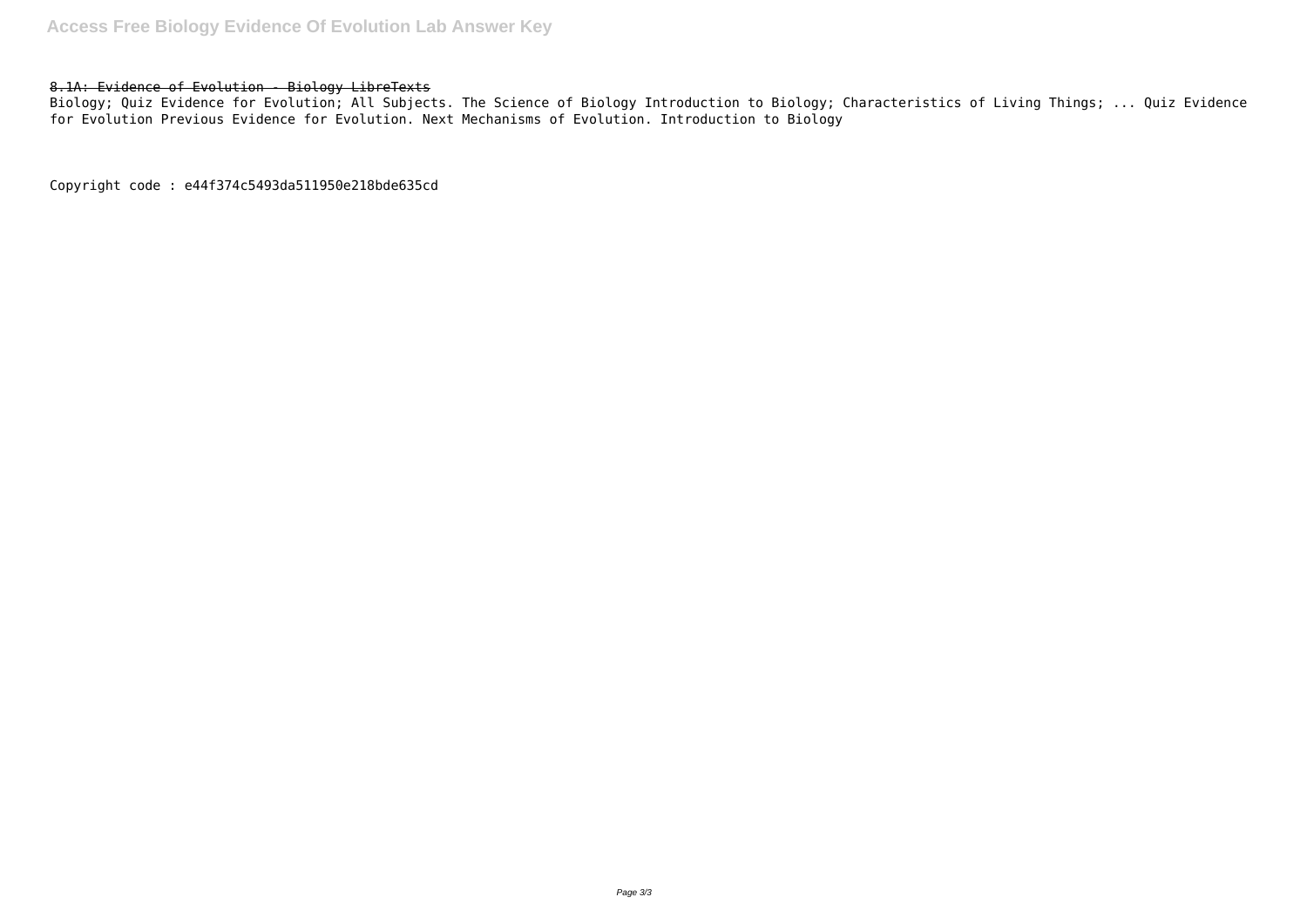~~8.1A: Evidence of Evolution - Biology LibreTexts~~

Biology; Quiz Evidence for Evolution; All Subjects. The Science of Biology Introduction to Biology; Characteristics of Living Things; ... Quiz Evidence for Evolution Previous Evidence for Evolution. Next Mechanisms of Evolution. Introduction to Biology

Copyright code : e44f374c5493da511950e218bde635cd